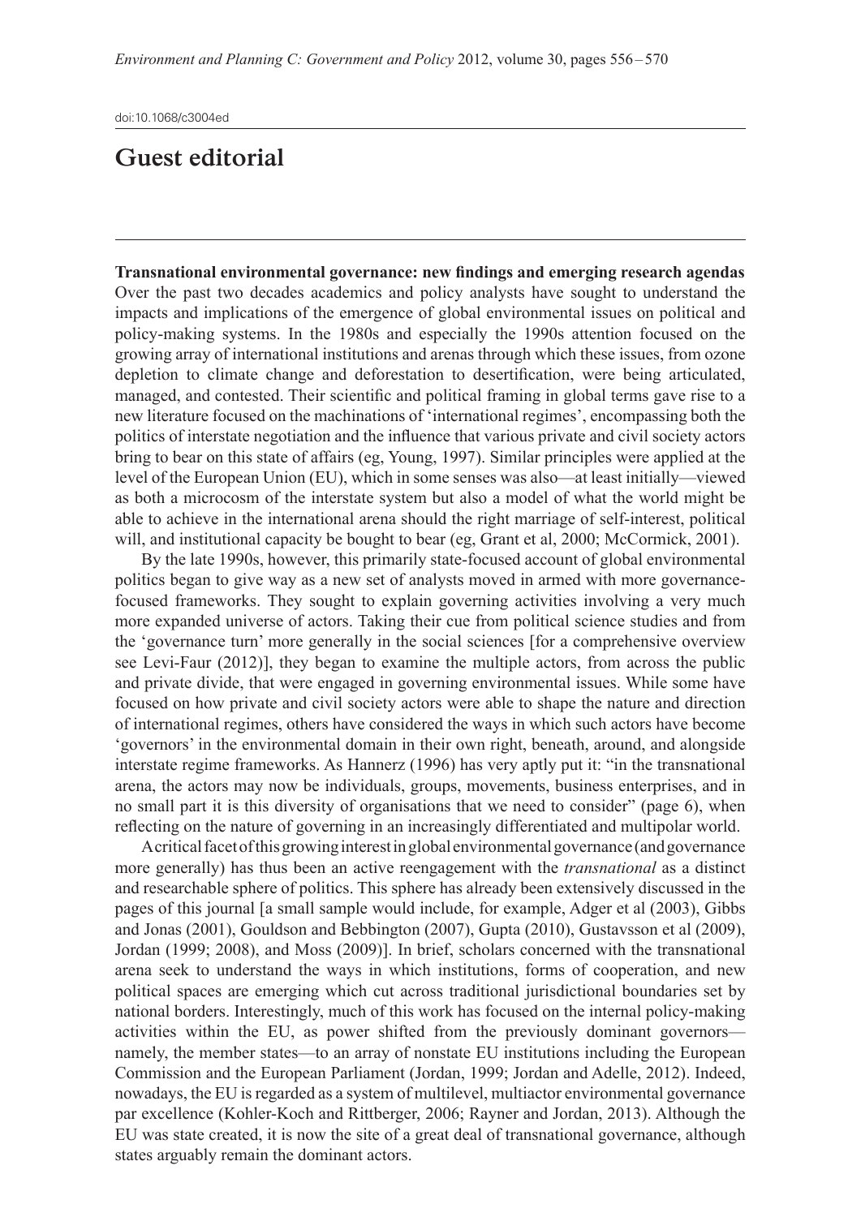doi:10.1068/c3004ed

# Guest editorial

**Transnational environmental governance: new findings and emerging research agendas**

Over the past two decades academics and policy analysts have sought to understand the impacts and implications of the emergence of global environmental issues on political and policy-making systems. In the 1980s and especially the 1990s attention focused on the growing array of international institutions and arenas through which these issues, from ozone depletion to climate change and deforestation to desertification, were being articulated, managed, and contested. Their scientific and political framing in global terms gave rise to a new literature focused on the machinations of 'international regimes', encompassing both the politics of interstate negotiation and the influence that various private and civil society actors bring to bear on this state of affairs (eg, Young, 1997). Similar principles were applied at the level of the European Union (EU), which in some senses was also—at least initially—viewed as both a microcosm of the interstate system but also a model of what the world might be able to achieve in the international arena should the right marriage of self-interest, political will, and institutional capacity be bought to bear (eg, Grant et al, 2000; McCormick, 2001).

By the late 1990s, however, this primarily state-focused account of global environmental politics began to give way as a new set of analysts moved in armed with more governance-focused frameworks. They sought to explain governing activities involving a very much more expanded universe of actors. Taking their cue from political science studies and from the 'governance turn' more generally in the social sciences [for a comprehensive overview see Levi-Faur (2012)], they began to examine the multiple actors, from across the public and private divide, that were engaged in governing environmental issues. While some have focused on how private and civil society actors were able to shape the nature and direction of international regimes, others have considered the ways in which such actors have become 'governors' in the environmental domain in their own right, beneath, around, and alongside interstate regime frameworks. As Hannerz (1996) has very aptly put it: "in the transnational arena, the actors may now be individuals, groups, movements, business enterprises, and in no small part it is this diversity of organisations that we need to consider" (page 6), when reflecting on the nature of governing in an increasingly differentiated and multipolar world.

A critical facet of this growing interest in global environmental governance (and governance more generally) has thus been an active reengagement with the *transnational* as a distinct and researchable sphere of politics. This sphere has already been extensively discussed in the pages of this journal [a small sample would include, for example, Adger et al (2003), Gibbs and Jonas (2001), Gouldson and Bebbington (2007), Gupta (2010), Gustavsson et al (2009), Jordan (1999; 2008), and Moss (2009)]. In brief, scholars concerned with the transnational arena seek to understand the ways in which institutions, forms of cooperation, and new political spaces are emerging which cut across traditional jurisdictional boundaries set by national borders. Interestingly, much of this work has focused on the internal policy-making activities within the EU, as power shifted from the previously dominant governors—namely, the member states—to an array of nonstate EU institutions including the European Commission and the European Parliament (Jordan, 1999; Jordan and Adelle, 2012). Indeed, nowadays, the EU is regarded as a system of multilevel, multiactor environmental governance par excellence (Kohler-Koch and Rittberger, 2006; Rayner and Jordan, 2013). Although the EU was state created, it is now the site of a great deal of transnational governance, although states arguably remain the dominant actors.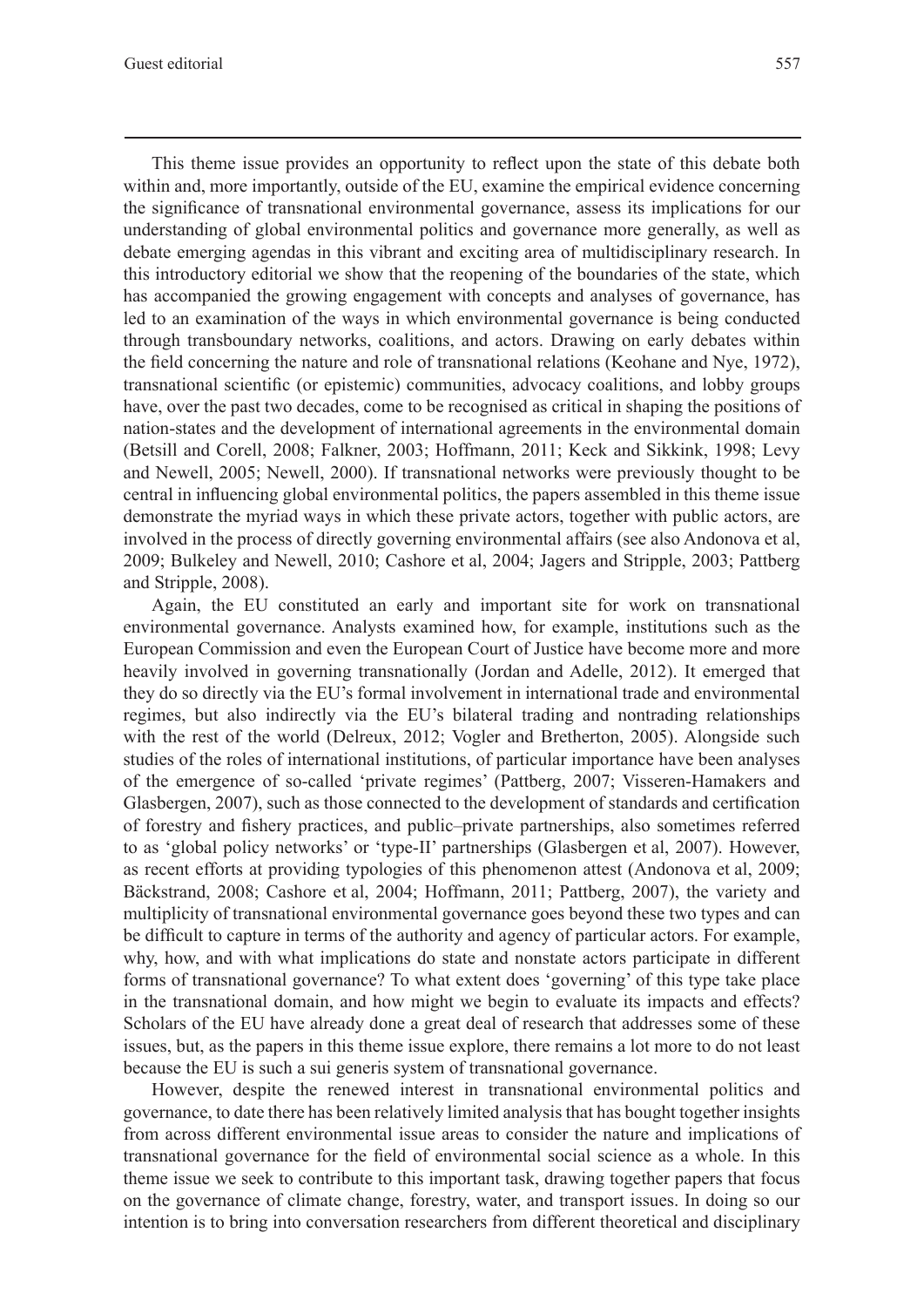This theme issue provides an opportunity to reflect upon the state of this debate both within and, more importantly, outside of the EU, examine the empirical evidence concerning the significance of transnational environmental governance, assess its implications for our understanding of global environmental politics and governance more generally, as well as debate emerging agendas in this vibrant and exciting area of multidisciplinary research. In this introductory editorial we show that the reopening of the boundaries of the state, which has accompanied the growing engagement with concepts and analyses of governance, has led to an examination of the ways in which environmental governance is being conducted through transboundary networks, coalitions, and actors. Drawing on early debates within the field concerning the nature and role of transnational relations (Keohane and Nye, 1972), transnational scientific (or epistemic) communities, advocacy coalitions, and lobby groups have, over the past two decades, come to be recognised as critical in shaping the positions of nation-states and the development of international agreements in the environmental domain (Betsill and Corell, 2008; Falkner, 2003; Hoffmann, 2011; Keck and Sikkink, 1998; Levy and Newell, 2005; Newell, 2000). If transnational networks were previously thought to be central in influencing global environmental politics, the papers assembled in this theme issue demonstrate the myriad ways in which these private actors, together with public actors, are involved in the process of directly governing environmental affairs (see also Andonova et al, 2009; Bulkeley and Newell, 2010; Cashore et al, 2004; Jagers and Stripple, 2003; Pattberg and Stripple, 2008).

Again, the EU constituted an early and important site for work on transnational environmental governance. Analysts examined how, for example, institutions such as the European Commission and even the European Court of Justice have become more and more heavily involved in governing transnationally (Jordan and Adelle, 2012). It emerged that they do so directly via the EU's formal involvement in international trade and environmental regimes, but also indirectly via the EU's bilateral trading and nontrading relationships with the rest of the world (Delreux, 2012; Vogler and Bretherton, 2005). Alongside such studies of the roles of international institutions, of particular importance have been analyses of the emergence of so-called 'private regimes' (Pattberg, 2007; Visseren-Hamakers and Glasbergen, 2007), such as those connected to the development of standards and certification of forestry and fishery practices, and public–private partnerships, also sometimes referred to as 'global policy networks' or 'type-II' partnerships (Glasbergen et al, 2007). However, as recent efforts at providing typologies of this phenomenon attest (Andonova et al, 2009; Bäckstrand, 2008; Cashore et al, 2004; Hoffmann, 2011; Pattberg, 2007), the variety and multiplicity of transnational environmental governance goes beyond these two types and can be difficult to capture in terms of the authority and agency of particular actors. For example, why, how, and with what implications do state and nonstate actors participate in different forms of transnational governance? To what extent does 'governing' of this type take place in the transnational domain, and how might we begin to evaluate its impacts and effects? Scholars of the EU have already done a great deal of research that addresses some of these issues, but, as the papers in this theme issue explore, there remains a lot more to do not least because the EU is such a sui generis system of transnational governance.

However, despite the renewed interest in transnational environmental politics and governance, to date there has been relatively limited analysis that has bought together insights from across different environmental issue areas to consider the nature and implications of transnational governance for the field of environmental social science as a whole. In this theme issue we seek to contribute to this important task, drawing together papers that focus on the governance of climate change, forestry, water, and transport issues. In doing so our intention is to bring into conversation researchers from different theoretical and disciplinary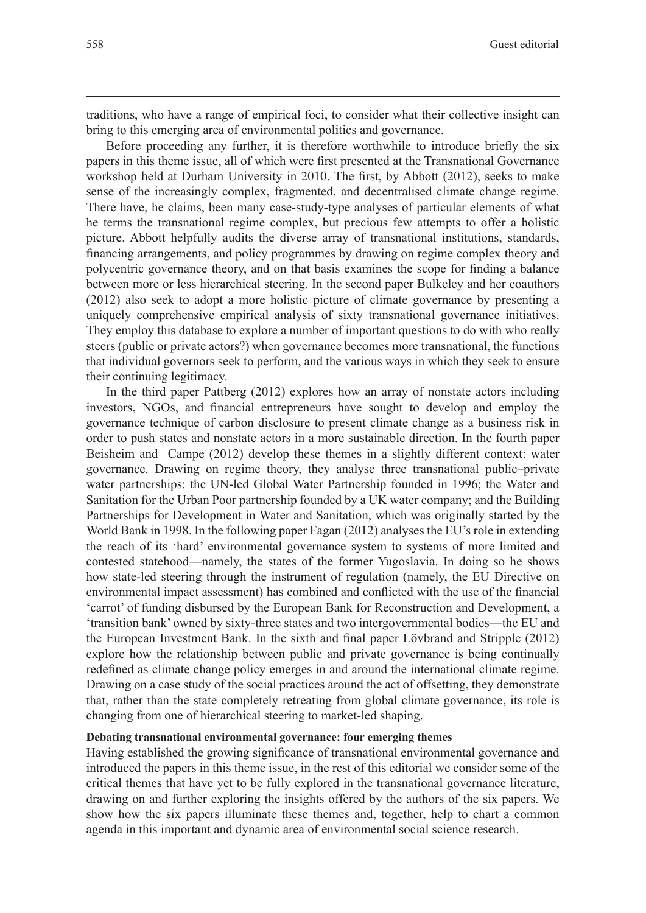traditions, who have a range of empirical foci, to consider what their collective insight can bring to this emerging area of environmental politics and governance.

Before proceeding any further, it is therefore worthwhile to introduce briefly the six papers in this theme issue, all of which were first presented at the Transnational Governance workshop held at Durham University in 2010. The first, by Abbott (2012), seeks to make sense of the increasingly complex, fragmented, and decentralised climate change regime. There have, he claims, been many case-study-type analyses of particular elements of what he terms the transnational regime complex, but precious few attempts to offer a holistic picture. Abbott helpfully audits the diverse array of transnational institutions, standards, financing arrangements, and policy programmes by drawing on regime complex theory and polycentric governance theory, and on that basis examines the scope for finding a balance between more or less hierarchical steering. In the second paper Bulkeley and her coauthors (2012) also seek to adopt a more holistic picture of climate governance by presenting a uniquely comprehensive empirical analysis of sixty transnational governance initiatives. They employ this database to explore a number of important questions to do with who really steers (public or private actors?) when governance becomes more transnational, the functions that individual governors seek to perform, and the various ways in which they seek to ensure their continuing legitimacy.

In the third paper Pattberg (2012) explores how an array of nonstate actors including investors, NGOs, and financial entrepreneurs have sought to develop and employ the governance technique of carbon disclosure to present climate change as a business risk in order to push states and nonstate actors in a more sustainable direction. In the fourth paper Beisheim and Campe (2012) develop these themes in a slightly different context: water governance. Drawing on regime theory, they analyse three transnational public–private water partnerships: the UN-led Global Water Partnership founded in 1996; the Water and Sanitation for the Urban Poor partnership founded by a UK water company; and the Building Partnerships for Development in Water and Sanitation, which was originally started by the World Bank in 1998. In the following paper Fagan (2012) analyses the EU's role in extending the reach of its 'hard' environmental governance system to systems of more limited and contested statehood—namely, the states of the former Yugoslavia. In doing so he shows how state-led steering through the instrument of regulation (namely, the EU Directive on environmental impact assessment) has combined and conflicted with the use of the financial 'carrot' of funding disbursed by the European Bank for Reconstruction and Development, a 'transition bank' owned by sixty-three states and two intergovernmental bodies—the EU and the European Investment Bank. In the sixth and final paper Lövbrand and Stripple (2012) explore how the relationship between public and private governance is being continually redefined as climate change policy emerges in and around the international climate regime. Drawing on a case study of the social practices around the act of offsetting, they demonstrate that, rather than the state completely retreating from global climate governance, its role is changing from one of hierarchical steering to market-led shaping.

**Debating transnational environmental governance: four emerging themes**

Having established the growing significance of transnational environmental governance and introduced the papers in this theme issue, in the rest of this editorial we consider some of the critical themes that have yet to be fully explored in the transnational governance literature, drawing on and further exploring the insights offered by the authors of the six papers. We show how the six papers illuminate these themes and, together, help to chart a common agenda in this important and dynamic area of environmental social science research.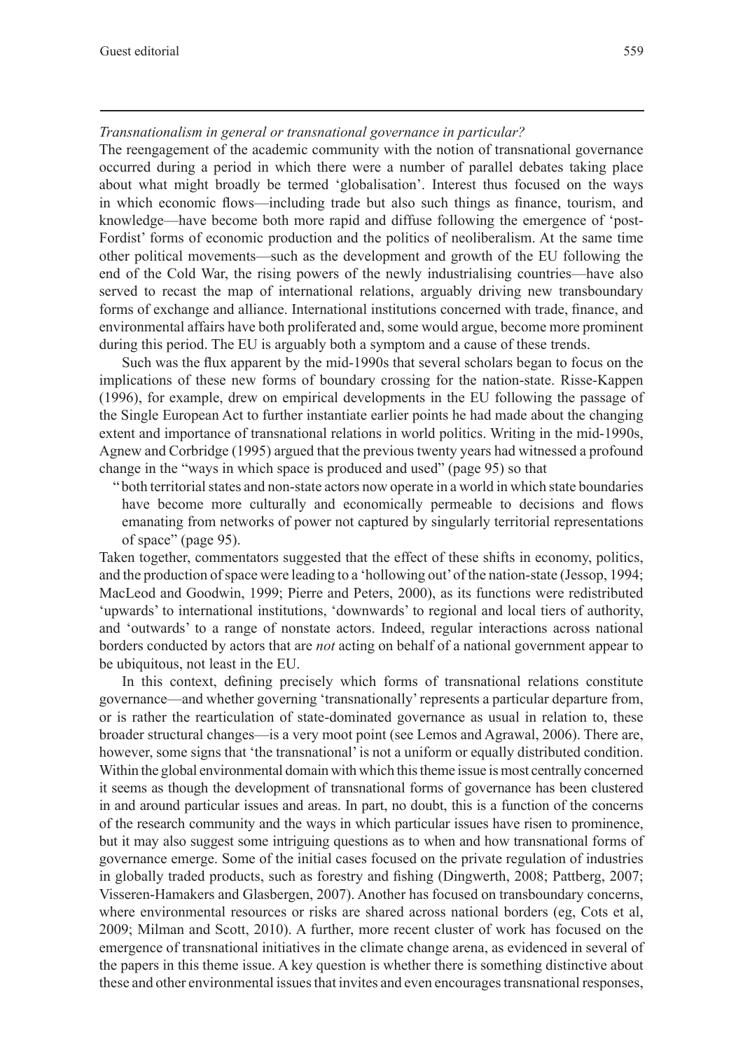### *Transnationalism in general or transnational governance in particular?*

The reengagement of the academic community with the notion of transnational governance occurred during a period in which there were a number of parallel debates taking place about what might broadly be termed 'globalisation'. Interest thus focused on the ways in which economic flows—including trade but also such things as finance, tourism, and knowledge—have become both more rapid and diffuse following the emergence of 'post-Fordist' forms of economic production and the politics of neoliberalism. At the same time other political movements—such as the development and growth of the EU following the end of the Cold War, the rising powers of the newly industrialising countries—have also served to recast the map of international relations, arguably driving new transboundary forms of exchange and alliance. International institutions concerned with trade, finance, and environmental affairs have both proliferated and, some would argue, become more prominent during this period. The EU is arguably both a symptom and a cause of these trends.

Such was the flux apparent by the mid-1990s that several scholars began to focus on the implications of these new forms of boundary crossing for the nation-state. Risse-Kappen (1996), for example, drew on empirical developments in the EU following the passage of the Single European Act to further instantiate earlier points he had made about the changing extent and importance of transnational relations in world politics. Writing in the mid-1990s, Agnew and Corbridge (1995) argued that the previous twenty years had witnessed a profound change in the "ways in which space is produced and used" (page 95) so that

> "both territorial states and non-state actors now operate in a world in which state boundaries have become more culturally and economically permeable to decisions and flows emanating from networks of power not captured by singularly territorial representations of space" (page 95).

Taken together, commentators suggested that the effect of these shifts in economy, politics, and the production of space were leading to a 'hollowing out' of the nation-state (Jessop, 1994; MacLeod and Goodwin, 1999; Pierre and Peters, 2000), as its functions were redistributed 'upwards' to international institutions, 'downwards' to regional and local tiers of authority, and 'outwards' to a range of nonstate actors. Indeed, regular interactions across national borders conducted by actors that are *not* acting on behalf of a national government appear to be ubiquitous, not least in the EU.

In this context, defining precisely which forms of transnational relations constitute governance—and whether governing 'transnationally' represents a particular departure from, or is rather the rearticulation of state-dominated governance as usual in relation to, these broader structural changes—is a very moot point (see Lemos and Agrawal, 2006). There are, however, some signs that 'the transnational' is not a uniform or equally distributed condition. Within the global environmental domain with which this theme issue is most centrally concerned it seems as though the development of transnational forms of governance has been clustered in and around particular issues and areas. In part, no doubt, this is a function of the concerns of the research community and the ways in which particular issues have risen to prominence, but it may also suggest some intriguing questions as to when and how transnational forms of governance emerge. Some of the initial cases focused on the private regulation of industries in globally traded products, such as forestry and fishing (Dingwerth, 2008; Pattberg, 2007; Visseren-Hamakers and Glasbergen, 2007). Another has focused on transboundary concerns, where environmental resources or risks are shared across national borders (eg, Cots et al, 2009; Milman and Scott, 2010). A further, more recent cluster of work has focused on the emergence of transnational initiatives in the climate change arena, as evidenced in several of the papers in this theme issue. A key question is whether there is something distinctive about these and other environmental issues that invites and even encourages transnational responses,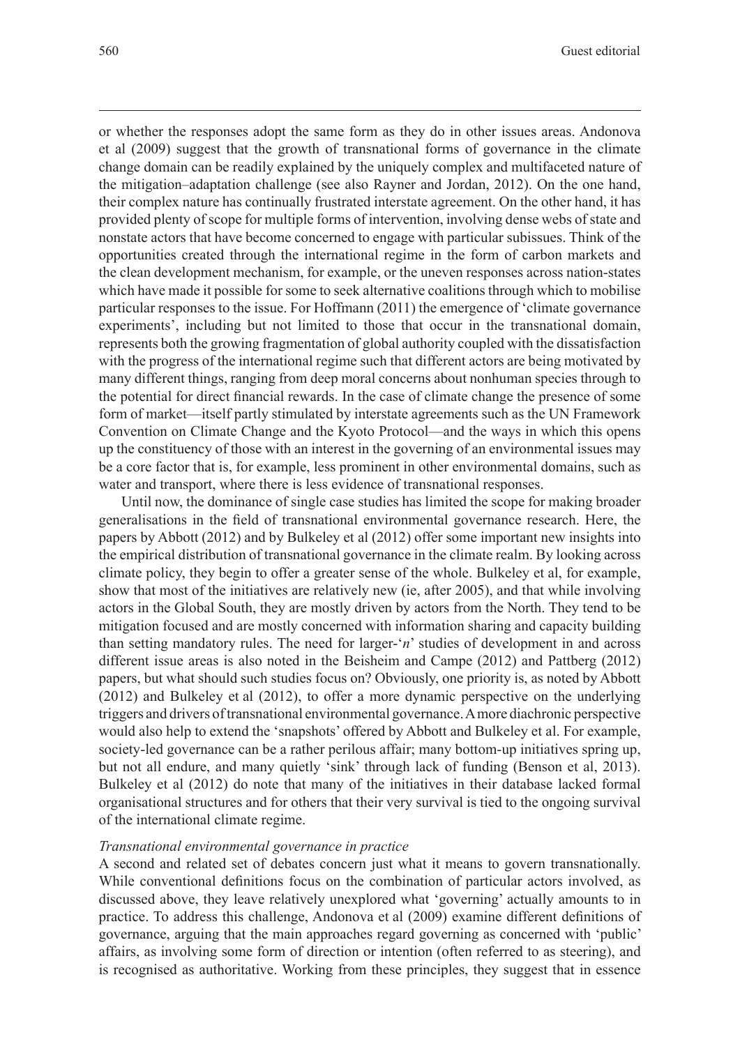or whether the responses adopt the same form as they do in other issues areas. Andonova et al (2009) suggest that the growth of transnational forms of governance in the climate change domain can be readily explained by the uniquely complex and multifaceted nature of the mitigation–adaptation challenge (see also Rayner and Jordan, 2012). On the one hand, their complex nature has continually frustrated interstate agreement. On the other hand, it has provided plenty of scope for multiple forms of intervention, involving dense webs of state and nonstate actors that have become concerned to engage with particular subissues. Think of the opportunities created through the international regime in the form of carbon markets and the clean development mechanism, for example, or the uneven responses across nation-states which have made it possible for some to seek alternative coalitions through which to mobilise particular responses to the issue. For Hoffmann (2011) the emergence of 'climate governance experiments', including but not limited to those that occur in the transnational domain, represents both the growing fragmentation of global authority coupled with the dissatisfaction with the progress of the international regime such that different actors are being motivated by many different things, ranging from deep moral concerns about nonhuman species through to the potential for direct financial rewards. In the case of climate change the presence of some form of market—itself partly stimulated by interstate agreements such as the UN Framework Convention on Climate Change and the Kyoto Protocol—and the ways in which this opens up the constituency of those with an interest in the governing of an environmental issues may be a core factor that is, for example, less prominent in other environmental domains, such as water and transport, where there is less evidence of transnational responses.

Until now, the dominance of single case studies has limited the scope for making broader generalisations in the field of transnational environmental governance research. Here, the papers by Abbott (2012) and by Bulkeley et al (2012) offer some important new insights into the empirical distribution of transnational governance in the climate realm. By looking across climate policy, they begin to offer a greater sense of the whole. Bulkeley et al, for example, show that most of the initiatives are relatively new (ie, after 2005), and that while involving actors in the Global South, they are mostly driven by actors from the North. They tend to be mitigation focused and are mostly concerned with information sharing and capacity building than setting mandatory rules. The need for larger-'*n*' studies of development in and across different issue areas is also noted in the Beisheim and Campe (2012) and Pattberg (2012) papers, but what should such studies focus on? Obviously, one priority is, as noted by Abbott (2012) and Bulkeley et al (2012), to offer a more dynamic perspective on the underlying triggers and drivers of transnational environmental governance. A more diachronic perspective would also help to extend the 'snapshots' offered by Abbott and Bulkeley et al. For example, society-led governance can be a rather perilous affair; many bottom-up initiatives spring up, but not all endure, and many quietly 'sink' through lack of funding (Benson et al, 2013). Bulkeley et al (2012) do note that many of the initiatives in their database lacked formal organisational structures and for others that their very survival is tied to the ongoing survival of the international climate regime.

*Transnational environmental governance in practice*

A second and related set of debates concern just what it means to govern transnationally. While conventional definitions focus on the combination of particular actors involved, as discussed above, they leave relatively unexplored what 'governing' actually amounts to in practice. To address this challenge, Andonova et al (2009) examine different definitions of governance, arguing that the main approaches regard governing as concerned with 'public' affairs, as involving some form of direction or intention (often referred to as steering), and is recognised as authoritative. Working from these principles, they suggest that in essence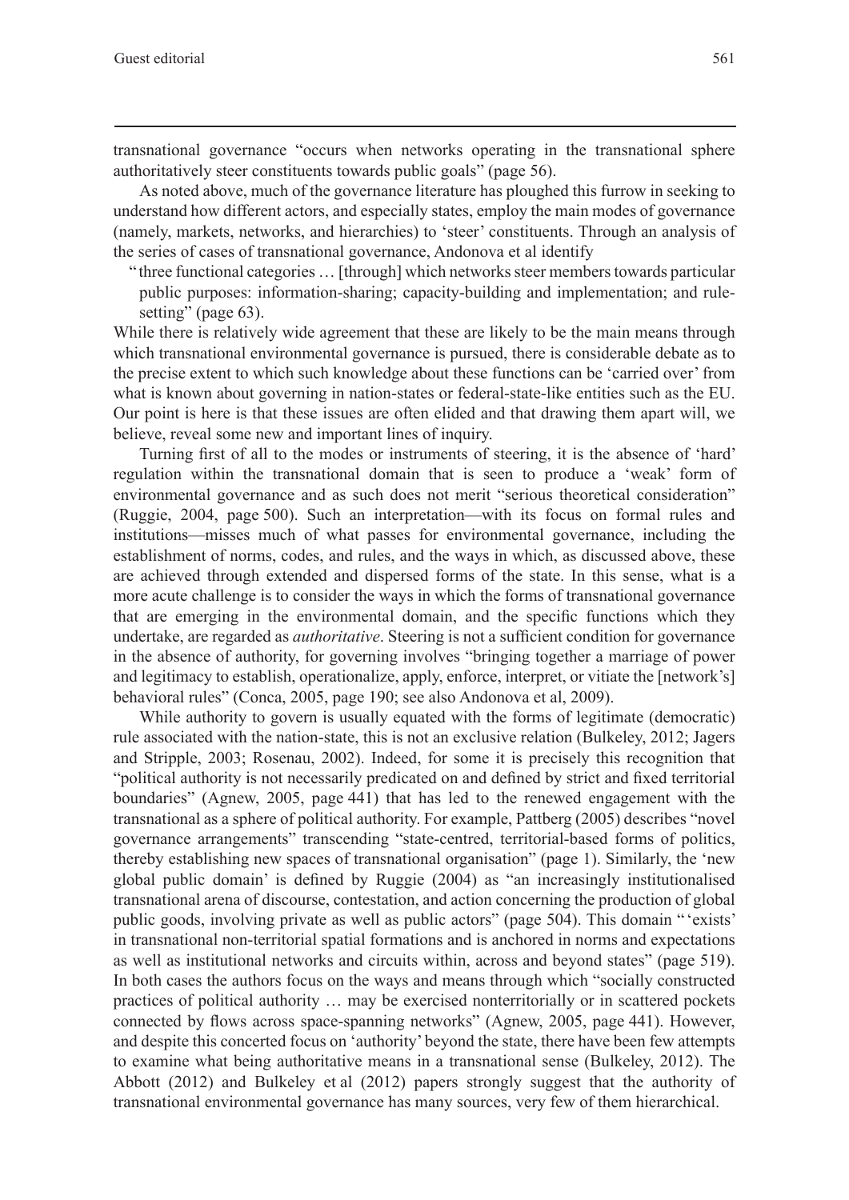transnational governance "occurs when networks operating in the transnational sphere authoritatively steer constituents towards public goals" (page 56).

As noted above, much of the governance literature has ploughed this furrow in seeking to understand how different actors, and especially states, employ the main modes of governance (namely, markets, networks, and hierarchies) to 'steer' constituents. Through an analysis of the series of cases of transnational governance, Andonova et al identify

> "three functional categories … [through] which networks steer members towards particular public purposes: information-sharing; capacity-building and implementation; and rule-setting" (page 63).

While there is relatively wide agreement that these are likely to be the main means through which transnational environmental governance is pursued, there is considerable debate as to the precise extent to which such knowledge about these functions can be 'carried over' from what is known about governing in nation-states or federal-state-like entities such as the EU. Our point is here is that these issues are often elided and that drawing them apart will, we believe, reveal some new and important lines of inquiry.

Turning first of all to the modes or instruments of steering, it is the absence of 'hard' regulation within the transnational domain that is seen to produce a 'weak' form of environmental governance and as such does not merit "serious theoretical consideration" (Ruggie, 2004, page 500). Such an interpretation—with its focus on formal rules and institutions—misses much of what passes for environmental governance, including the establishment of norms, codes, and rules, and the ways in which, as discussed above, these are achieved through extended and dispersed forms of the state. In this sense, what is a more acute challenge is to consider the ways in which the forms of transnational governance that are emerging in the environmental domain, and the specific functions which they undertake, are regarded as *authoritative*. Steering is not a sufficient condition for governance in the absence of authority, for governing involves "bringing together a marriage of power and legitimacy to establish, operationalize, apply, enforce, interpret, or vitiate the [network's] behavioral rules" (Conca, 2005, page 190; see also Andonova et al, 2009).

While authority to govern is usually equated with the forms of legitimate (democratic) rule associated with the nation-state, this is not an exclusive relation (Bulkeley, 2012; Jagers and Stripple, 2003; Rosenau, 2002). Indeed, for some it is precisely this recognition that "political authority is not necessarily predicated on and defined by strict and fixed territorial boundaries" (Agnew, 2005, page 441) that has led to the renewed engagement with the transnational as a sphere of political authority. For example, Pattberg (2005) describes "novel governance arrangements" transcending "state-centred, territorial-based forms of politics, thereby establishing new spaces of transnational organisation" (page 1). Similarly, the 'new global public domain' is defined by Ruggie (2004) as "an increasingly institutionalised transnational arena of discourse, contestation, and action concerning the production of global public goods, involving private as well as public actors" (page 504). This domain "'exists' in transnational non-territorial spatial formations and is anchored in norms and expectations as well as institutional networks and circuits within, across and beyond states" (page 519). In both cases the authors focus on the ways and means through which "socially constructed practices of political authority … may be exercised nonterritorially or in scattered pockets connected by flows across space-spanning networks" (Agnew, 2005, page 441). However, and despite this concerted focus on 'authority' beyond the state, there have been few attempts to examine what being authoritative means in a transnational sense (Bulkeley, 2012). The Abbott (2012) and Bulkeley et al (2012) papers strongly suggest that the authority of transnational environmental governance has many sources, very few of them hierarchical.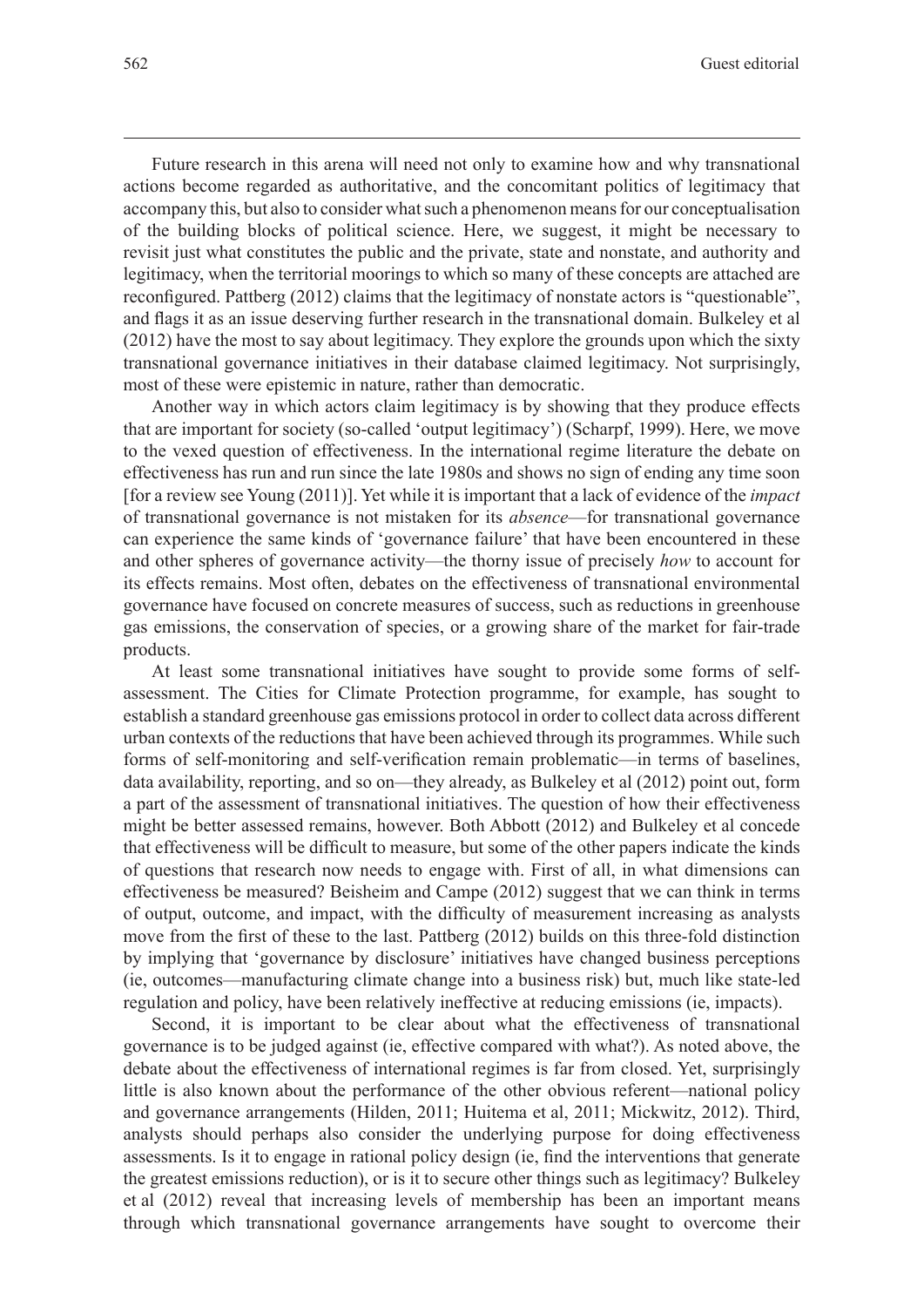Future research in this arena will need not only to examine how and why transnational actions become regarded as authoritative, and the concomitant politics of legitimacy that accompany this, but also to consider what such a phenomenon means for our conceptualisation of the building blocks of political science. Here, we suggest, it might be necessary to revisit just what constitutes the public and the private, state and nonstate, and authority and legitimacy, when the territorial moorings to which so many of these concepts are attached are reconfigured. Pattberg (2012) claims that the legitimacy of nonstate actors is "questionable", and flags it as an issue deserving further research in the transnational domain. Bulkeley et al (2012) have the most to say about legitimacy. They explore the grounds upon which the sixty transnational governance initiatives in their database claimed legitimacy. Not surprisingly, most of these were epistemic in nature, rather than democratic.

Another way in which actors claim legitimacy is by showing that they produce effects that are important for society (so-called 'output legitimacy') (Scharpf, 1999). Here, we move to the vexed question of effectiveness. In the international regime literature the debate on effectiveness has run and run since the late 1980s and shows no sign of ending any time soon [for a review see Young (2011)]. Yet while it is important that a lack of evidence of the *impact* of transnational governance is not mistaken for its *absence*—for transnational governance can experience the same kinds of 'governance failure' that have been encountered in these and other spheres of governance activity—the thorny issue of precisely *how* to account for its effects remains. Most often, debates on the effectiveness of transnational environmental governance have focused on concrete measures of success, such as reductions in greenhouse gas emissions, the conservation of species, or a growing share of the market for fair-trade products.

At least some transnational initiatives have sought to provide some forms of self-assessment. The Cities for Climate Protection programme, for example, has sought to establish a standard greenhouse gas emissions protocol in order to collect data across different urban contexts of the reductions that have been achieved through its programmes. While such forms of self-monitoring and self-verification remain problematic—in terms of baselines, data availability, reporting, and so on—they already, as Bulkeley et al (2012) point out, form a part of the assessment of transnational initiatives. The question of how their effectiveness might be better assessed remains, however. Both Abbott (2012) and Bulkeley et al concede that effectiveness will be difficult to measure, but some of the other papers indicate the kinds of questions that research now needs to engage with. First of all, in what dimensions can effectiveness be measured? Beisheim and Campe (2012) suggest that we can think in terms of output, outcome, and impact, with the difficulty of measurement increasing as analysts move from the first of these to the last. Pattberg (2012) builds on this three-fold distinction by implying that 'governance by disclosure' initiatives have changed business perceptions (ie, outcomes—manufacturing climate change into a business risk) but, much like state-led regulation and policy, have been relatively ineffective at reducing emissions (ie, impacts).

Second, it is important to be clear about what the effectiveness of transnational governance is to be judged against (ie, effective compared with what?). As noted above, the debate about the effectiveness of international regimes is far from closed. Yet, surprisingly little is also known about the performance of the other obvious referent—national policy and governance arrangements (Hilden, 2011; Huitema et al, 2011; Mickwitz, 2012). Third, analysts should perhaps also consider the underlying purpose for doing effectiveness assessments. Is it to engage in rational policy design (ie, find the interventions that generate the greatest emissions reduction), or is it to secure other things such as legitimacy? Bulkeley et al (2012) reveal that increasing levels of membership has been an important means through which transnational governance arrangements have sought to overcome their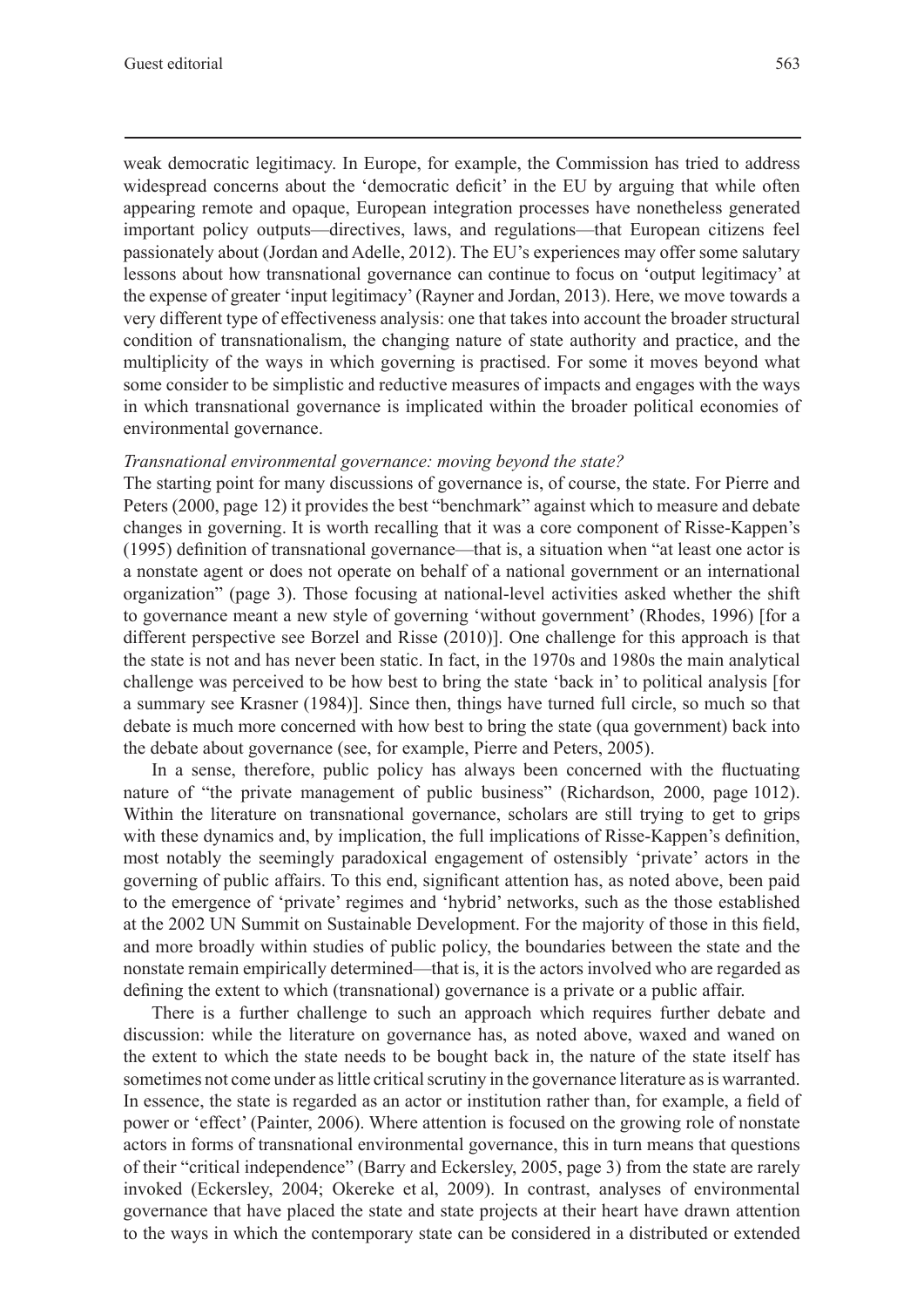weak democratic legitimacy. In Europe, for example, the Commission has tried to address widespread concerns about the 'democratic deficit' in the EU by arguing that while often appearing remote and opaque, European integration processes have nonetheless generated important policy outputs—directives, laws, and regulations—that European citizens feel passionately about (Jordan and Adelle, 2012). The EU's experiences may offer some salutary lessons about how transnational governance can continue to focus on 'output legitimacy' at the expense of greater 'input legitimacy' (Rayner and Jordan, 2013). Here, we move towards a very different type of effectiveness analysis: one that takes into account the broader structural condition of transnationalism, the changing nature of state authority and practice, and the multiplicity of the ways in which governing is practised. For some it moves beyond what some consider to be simplistic and reductive measures of impacts and engages with the ways in which transnational governance is implicated within the broader political economies of environmental governance.

*Transnational environmental governance: moving beyond the state?*

The starting point for many discussions of governance is, of course, the state. For Pierre and Peters (2000, page 12) it provides the best "benchmark" against which to measure and debate changes in governing. It is worth recalling that it was a core component of Risse-Kappen's (1995) definition of transnational governance—that is, a situation when "at least one actor is a nonstate agent or does not operate on behalf of a national government or an international organization" (page 3). Those focusing at national-level activities asked whether the shift to governance meant a new style of governing 'without government' (Rhodes, 1996) [for a different perspective see Borzel and Risse (2010)]. One challenge for this approach is that the state is not and has never been static. In fact, in the 1970s and 1980s the main analytical challenge was perceived to be how best to bring the state 'back in' to political analysis [for a summary see Krasner (1984)]. Since then, things have turned full circle, so much so that debate is much more concerned with how best to bring the state (qua government) back into the debate about governance (see, for example, Pierre and Peters, 2005).

In a sense, therefore, public policy has always been concerned with the fluctuating nature of "the private management of public business" (Richardson, 2000, page 1012). Within the literature on transnational governance, scholars are still trying to get to grips with these dynamics and, by implication, the full implications of Risse-Kappen's definition, most notably the seemingly paradoxical engagement of ostensibly 'private' actors in the governing of public affairs. To this end, significant attention has, as noted above, been paid to the emergence of 'private' regimes and 'hybrid' networks, such as the those established at the 2002 UN Summit on Sustainable Development. For the majority of those in this field, and more broadly within studies of public policy, the boundaries between the state and the nonstate remain empirically determined—that is, it is the actors involved who are regarded as defining the extent to which (transnational) governance is a private or a public affair.

There is a further challenge to such an approach which requires further debate and discussion: while the literature on governance has, as noted above, waxed and waned on the extent to which the state needs to be bought back in, the nature of the state itself has sometimes not come under as little critical scrutiny in the governance literature as is warranted. In essence, the state is regarded as an actor or institution rather than, for example, a field of power or 'effect' (Painter, 2006). Where attention is focused on the growing role of nonstate actors in forms of transnational environmental governance, this in turn means that questions of their "critical independence" (Barry and Eckersley, 2005, page 3) from the state are rarely invoked (Eckersley, 2004; Okereke et al, 2009). In contrast, analyses of environmental governance that have placed the state and state projects at their heart have drawn attention to the ways in which the contemporary state can be considered in a distributed or extended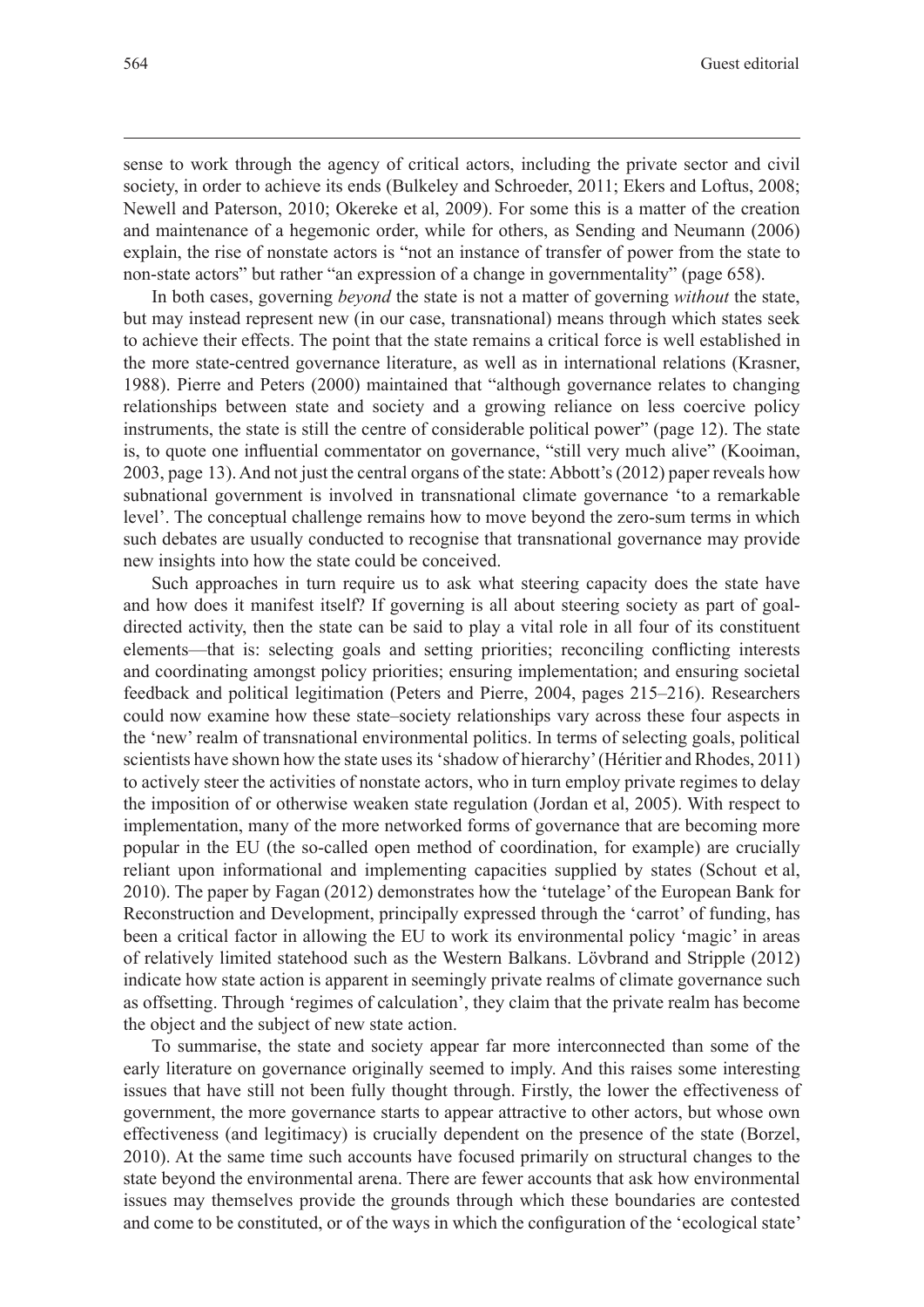sense to work through the agency of critical actors, including the private sector and civil society, in order to achieve its ends (Bulkeley and Schroeder, 2011; Ekers and Loftus, 2008; Newell and Paterson, 2010; Okereke et al, 2009). For some this is a matter of the creation and maintenance of a hegemonic order, while for others, as Sending and Neumann (2006) explain, the rise of nonstate actors is "not an instance of transfer of power from the state to non-state actors" but rather "an expression of a change in governmentality" (page 658).

In both cases, governing *beyond* the state is not a matter of governing *without* the state, but may instead represent new (in our case, transnational) means through which states seek to achieve their effects. The point that the state remains a critical force is well established in the more state-centred governance literature, as well as in international relations (Krasner, 1988). Pierre and Peters (2000) maintained that "although governance relates to changing relationships between state and society and a growing reliance on less coercive policy instruments, the state is still the centre of considerable political power" (page 12). The state is, to quote one influential commentator on governance, "still very much alive" (Kooiman, 2003, page 13). And not just the central organs of the state: Abbott's (2012) paper reveals how subnational government is involved in transnational climate governance 'to a remarkable level'. The conceptual challenge remains how to move beyond the zero-sum terms in which such debates are usually conducted to recognise that transnational governance may provide new insights into how the state could be conceived.

Such approaches in turn require us to ask what steering capacity does the state have and how does it manifest itself? If governing is all about steering society as part of goal-directed activity, then the state can be said to play a vital role in all four of its constituent elements—that is: selecting goals and setting priorities; reconciling conflicting interests and coordinating amongst policy priorities; ensuring implementation; and ensuring societal feedback and political legitimation (Peters and Pierre, 2004, pages 215–216). Researchers could now examine how these state–society relationships vary across these four aspects in the 'new' realm of transnational environmental politics. In terms of selecting goals, political scientists have shown how the state uses its 'shadow of hierarchy' (Héritier and Rhodes, 2011) to actively steer the activities of nonstate actors, who in turn employ private regimes to delay the imposition of or otherwise weaken state regulation (Jordan et al, 2005). With respect to implementation, many of the more networked forms of governance that are becoming more popular in the EU (the so-called open method of coordination, for example) are crucially reliant upon informational and implementing capacities supplied by states (Schout et al, 2010). The paper by Fagan (2012) demonstrates how the 'tutelage' of the European Bank for Reconstruction and Development, principally expressed through the 'carrot' of funding, has been a critical factor in allowing the EU to work its environmental policy 'magic' in areas of relatively limited statehood such as the Western Balkans. Lövbrand and Stripple (2012) indicate how state action is apparent in seemingly private realms of climate governance such as offsetting. Through 'regimes of calculation', they claim that the private realm has become the object and the subject of new state action.

To summarise, the state and society appear far more interconnected than some of the early literature on governance originally seemed to imply. And this raises some interesting issues that have still not been fully thought through. Firstly, the lower the effectiveness of government, the more governance starts to appear attractive to other actors, but whose own effectiveness (and legitimacy) is crucially dependent on the presence of the state (Borzel, 2010). At the same time such accounts have focused primarily on structural changes to the state beyond the environmental arena. There are fewer accounts that ask how environmental issues may themselves provide the grounds through which these boundaries are contested and come to be constituted, or of the ways in which the configuration of the 'ecological state'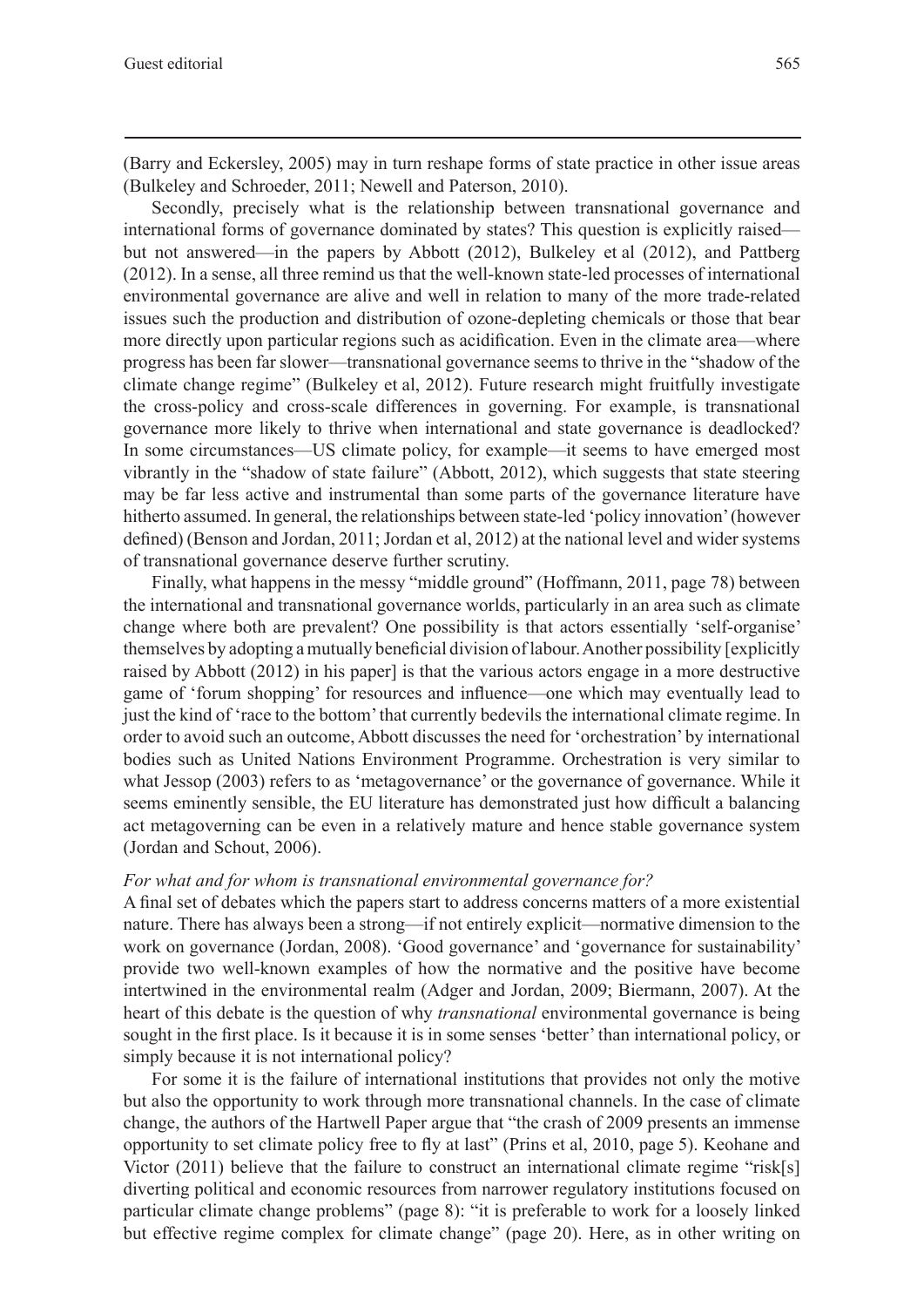(Barry and Eckersley, 2005) may in turn reshape forms of state practice in other issue areas (Bulkeley and Schroeder, 2011; Newell and Paterson, 2010).

Secondly, precisely what is the relationship between transnational governance and international forms of governance dominated by states? This question is explicitly raised—but not answered—in the papers by Abbott (2012), Bulkeley et al (2012), and Pattberg (2012). In a sense, all three remind us that the well-known state-led processes of international environmental governance are alive and well in relation to many of the more trade-related issues such the production and distribution of ozone-depleting chemicals or those that bear more directly upon particular regions such as acidification. Even in the climate area—where progress has been far slower—transnational governance seems to thrive in the "shadow of the climate change regime" (Bulkeley et al, 2012). Future research might fruitfully investigate the cross-policy and cross-scale differences in governing. For example, is transnational governance more likely to thrive when international and state governance is deadlocked? In some circumstances—US climate policy, for example—it seems to have emerged most vibrantly in the "shadow of state failure" (Abbott, 2012), which suggests that state steering may be far less active and instrumental than some parts of the governance literature have hitherto assumed. In general, the relationships between state-led 'policy innovation' (however defined) (Benson and Jordan, 2011; Jordan et al, 2012) at the national level and wider systems of transnational governance deserve further scrutiny.

Finally, what happens in the messy "middle ground" (Hoffmann, 2011, page 78) between the international and transnational governance worlds, particularly in an area such as climate change where both are prevalent? One possibility is that actors essentially 'self-organise' themselves by adopting a mutually beneficial division of labour. Another possibility [explicitly raised by Abbott (2012) in his paper] is that the various actors engage in a more destructive game of 'forum shopping' for resources and influence—one which may eventually lead to just the kind of 'race to the bottom' that currently bedevils the international climate regime. In order to avoid such an outcome, Abbott discusses the need for 'orchestration' by international bodies such as United Nations Environment Programme. Orchestration is very similar to what Jessop (2003) refers to as 'metagovernance' or the governance of governance. While it seems eminently sensible, the EU literature has demonstrated just how difficult a balancing act metagoverning can be even in a relatively mature and hence stable governance system (Jordan and Schout, 2006).

*For what and for whom is transnational environmental governance for?*

A final set of debates which the papers start to address concerns matters of a more existential nature. There has always been a strong—if not entirely explicit—normative dimension to the work on governance (Jordan, 2008). 'Good governance' and 'governance for sustainability' provide two well-known examples of how the normative and the positive have become intertwined in the environmental realm (Adger and Jordan, 2009; Biermann, 2007). At the heart of this debate is the question of why *transnational* environmental governance is being sought in the first place. Is it because it is in some senses 'better' than international policy, or simply because it is not international policy?

For some it is the failure of international institutions that provides not only the motive but also the opportunity to work through more transnational channels. In the case of climate change, the authors of the Hartwell Paper argue that "the crash of 2009 presents an immense opportunity to set climate policy free to fly at last" (Prins et al, 2010, page 5). Keohane and Victor (2011) believe that the failure to construct an international climate regime "risk[s] diverting political and economic resources from narrower regulatory institutions focused on particular climate change problems" (page 8): "it is preferable to work for a loosely linked but effective regime complex for climate change" (page 20). Here, as in other writing on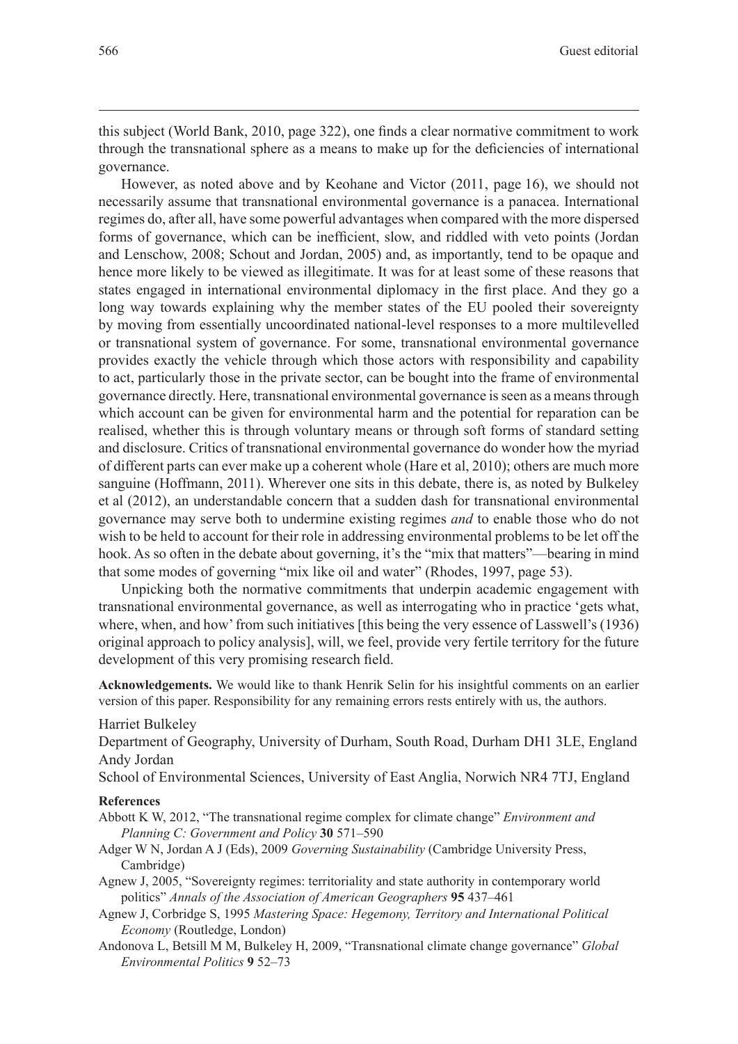this subject (World Bank, 2010, page 322), one finds a clear normative commitment to work through the transnational sphere as a means to make up for the deficiencies of international governance.

However, as noted above and by Keohane and Victor (2011, page 16), we should not necessarily assume that transnational environmental governance is a panacea. International regimes do, after all, have some powerful advantages when compared with the more dispersed forms of governance, which can be inefficient, slow, and riddled with veto points (Jordan and Lenschow, 2008; Schout and Jordan, 2005) and, as importantly, tend to be opaque and hence more likely to be viewed as illegitimate. It was for at least some of these reasons that states engaged in international environmental diplomacy in the first place. And they go a long way towards explaining why the member states of the EU pooled their sovereignty by moving from essentially uncoordinated national-level responses to a more multilevelled or transnational system of governance. For some, transnational environmental governance provides exactly the vehicle through which those actors with responsibility and capability to act, particularly those in the private sector, can be bought into the frame of environmental governance directly. Here, transnational environmental governance is seen as a means through which account can be given for environmental harm and the potential for reparation can be realised, whether this is through voluntary means or through soft forms of standard setting and disclosure. Critics of transnational environmental governance do wonder how the myriad of different parts can ever make up a coherent whole (Hare et al, 2010); others are much more sanguine (Hoffmann, 2011). Wherever one sits in this debate, there is, as noted by Bulkeley et al (2012), an understandable concern that a sudden dash for transnational environmental governance may serve both to undermine existing regimes *and* to enable those who do not wish to be held to account for their role in addressing environmental problems to be let off the hook. As so often in the debate about governing, it's the "mix that matters"—bearing in mind that some modes of governing "mix like oil and water" (Rhodes, 1997, page 53).

Unpicking both the normative commitments that underpin academic engagement with transnational environmental governance, as well as interrogating who in practice 'gets what, where, when, and how' from such initiatives [this being the very essence of Lasswell's (1936) original approach to policy analysis], will, we feel, provide very fertile territory for the future development of this very promising research field.

**Acknowledgements.** We would like to thank Henrik Selin for his insightful comments on an earlier version of this paper. Responsibility for any remaining errors rests entirely with us, the authors.

Harriet Bulkeley
Department of Geography, University of Durham, South Road, Durham DH1 3LE, England
Andy Jordan
School of Environmental Sciences, University of East Anglia, Norwich NR4 7TJ, England

**References**

Abbott K W, 2012, "The transnational regime complex for climate change" *Environment and Planning C: Government and Policy* **30** 571–590

Adger W N, Jordan A J (Eds), 2009 *Governing Sustainability* (Cambridge University Press, Cambridge)

Agnew J, 2005, "Sovereignty regimes: territoriality and state authority in contemporary world politics" *Annals of the Association of American Geographers* **95** 437–461

Agnew J, Corbridge S, 1995 *Mastering Space: Hegemony, Territory and International Political Economy* (Routledge, London)

Andonova L, Betsill M M, Bulkeley H, 2009, "Transnational climate change governance" *Global Environmental Politics* **9** 52–73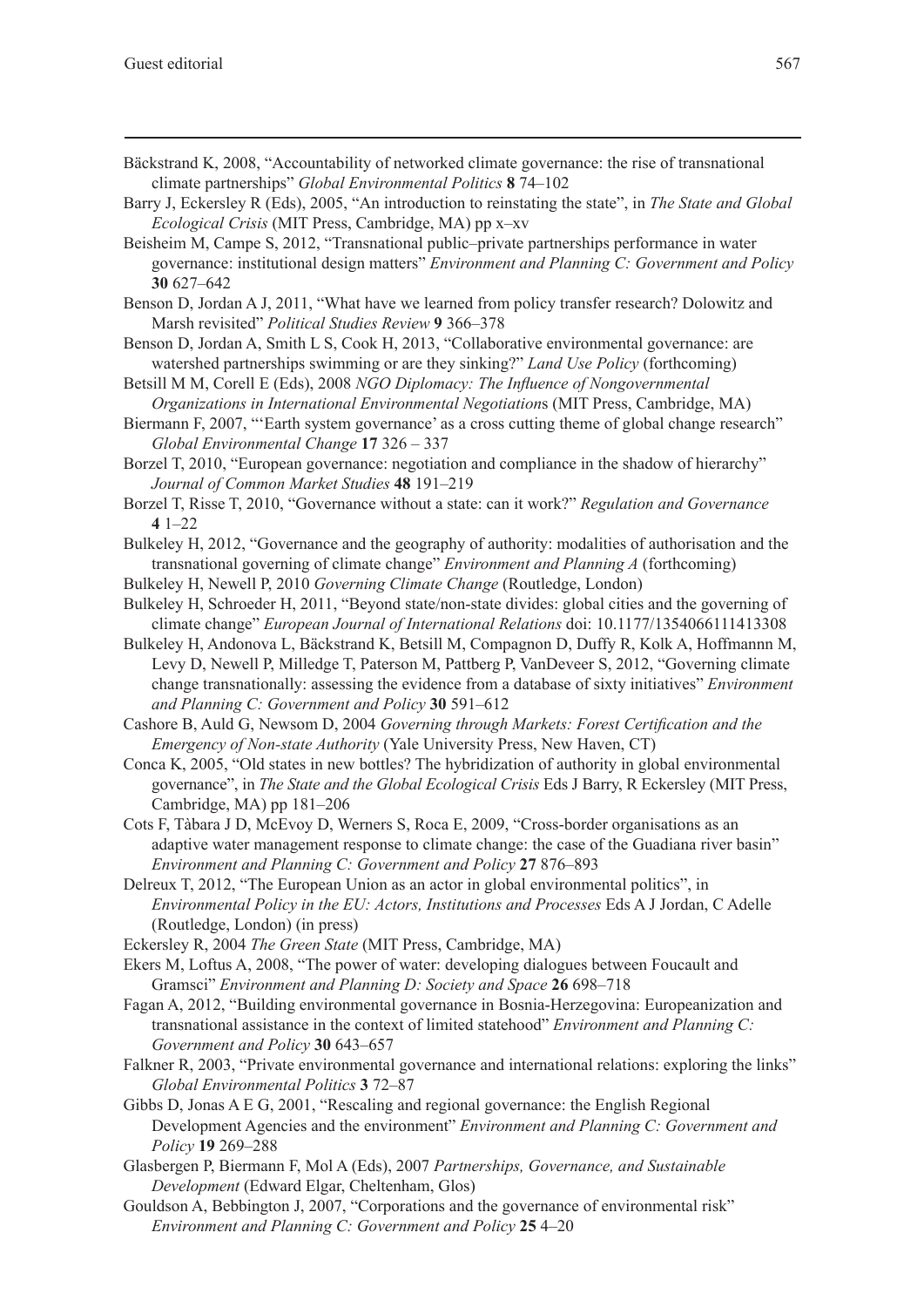Bäckstrand K, 2008, "Accountability of networked climate governance: the rise of transnational climate partnerships" *Global Environmental Politics* **8** 74–102

Barry J, Eckersley R (Eds), 2005, "An introduction to reinstating the state", in *The State and Global Ecological Crisis* (MIT Press, Cambridge, MA) pp x–xv

Beisheim M, Campe S, 2012, "Transnational public–private partnerships performance in water governance: institutional design matters" *Environment and Planning C: Government and Policy* **30** 627–642

Benson D, Jordan A J, 2011, "What have we learned from policy transfer research? Dolowitz and Marsh revisited" *Political Studies Review* **9** 366–378

Benson D, Jordan A, Smith L S, Cook H, 2013, "Collaborative environmental governance: are watershed partnerships swimming or are they sinking?" *Land Use Policy* (forthcoming)

Betsill M M, Corell E (Eds), 2008 *NGO Diplomacy: The Influence of Nongovernmental Organizations in International Environmental Negotiations* (MIT Press, Cambridge, MA)

Biermann F, 2007, "'Earth system governance' as a cross cutting theme of global change research" *Global Environmental Change* **17** 326 – 337

Borzel T, 2010, "European governance: negotiation and compliance in the shadow of hierarchy" *Journal of Common Market Studies* **48** 191–219

Borzel T, Risse T, 2010, "Governance without a state: can it work?" *Regulation and Governance* **4** 1–22

Bulkeley H, 2012, "Governance and the geography of authority: modalities of authorisation and the transnational governing of climate change" *Environment and Planning A* (forthcoming)

Bulkeley H, Newell P, 2010 *Governing Climate Change* (Routledge, London)

Bulkeley H, Schroeder H, 2011, "Beyond state/non-state divides: global cities and the governing of climate change" *European Journal of International Relations* doi: 10.1177/1354066111413308

Bulkeley H, Andonova L, Bäckstrand K, Betsill M, Compagnon D, Duffy R, Kolk A, Hoffmannn M, Levy D, Newell P, Milledge T, Paterson M, Pattberg P, VanDeveer S, 2012, "Governing climate change transnationally: assessing the evidence from a database of sixty initiatives" *Environment and Planning C: Government and Policy* **30** 591–612

Cashore B, Auld G, Newsom D, 2004 *Governing through Markets: Forest Certification and the Emergency of Non-state Authority* (Yale University Press, New Haven, CT)

Conca K, 2005, "Old states in new bottles? The hybridization of authority in global environmental governance", in *The State and the Global Ecological Crisis* Eds J Barry, R Eckersley (MIT Press, Cambridge, MA) pp 181–206

Cots F, Tàbara J D, McEvoy D, Werners S, Roca E, 2009, "Cross-border organisations as an adaptive water management response to climate change: the case of the Guadiana river basin" *Environment and Planning C: Government and Policy* **27** 876–893

Delreux T, 2012, "The European Union as an actor in global environmental politics", in *Environmental Policy in the EU: Actors, Institutions and Processes* Eds A J Jordan, C Adelle (Routledge, London) (in press)

Eckersley R, 2004 *The Green State* (MIT Press, Cambridge, MA)

Ekers M, Loftus A, 2008, "The power of water: developing dialogues between Foucault and Gramsci" *Environment and Planning D: Society and Space* **26** 698–718

Fagan A, 2012, "Building environmental governance in Bosnia-Herzegovina: Europeanization and transnational assistance in the context of limited statehood" *Environment and Planning C: Government and Policy* **30** 643–657

Falkner R, 2003, "Private environmental governance and international relations: exploring the links" *Global Environmental Politics* **3** 72–87

Gibbs D, Jonas A E G, 2001, "Rescaling and regional governance: the English Regional Development Agencies and the environment" *Environment and Planning C: Government and Policy* **19** 269–288

Glasbergen P, Biermann F, Mol A (Eds), 2007 *Partnerships, Governance, and Sustainable Development* (Edward Elgar, Cheltenham, Glos)

Gouldson A, Bebbington J, 2007, "Corporations and the governance of environmental risk" *Environment and Planning C: Government and Policy* **25** 4–20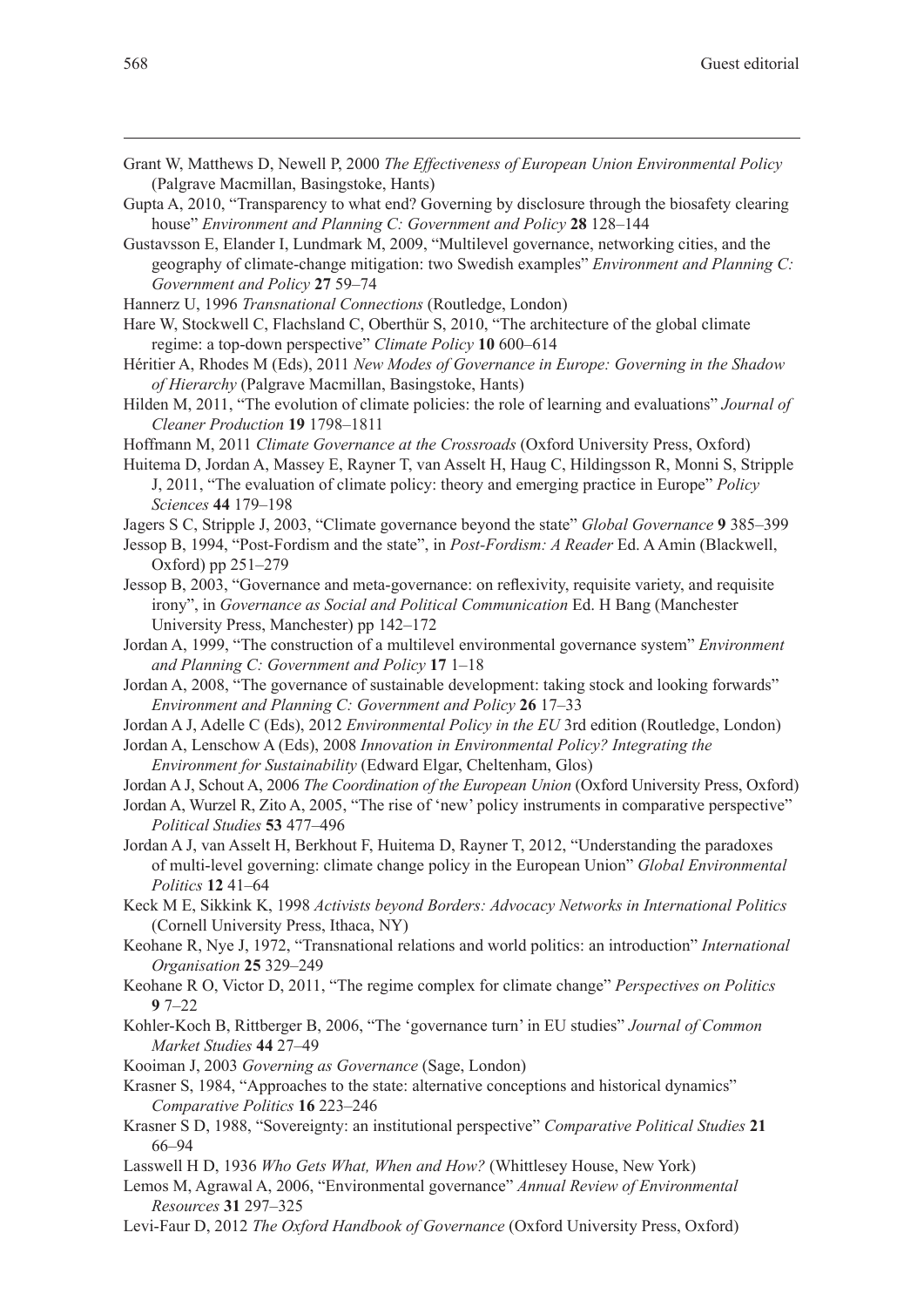Grant W, Matthews D, Newell P, 2000 *The Effectiveness of European Union Environmental Policy* (Palgrave Macmillan, Basingstoke, Hants)

Gupta A, 2010, "Transparency to what end? Governing by disclosure through the biosafety clearing house" *Environment and Planning C: Government and Policy* **28** 128–144

Gustavsson E, Elander I, Lundmark M, 2009, "Multilevel governance, networking cities, and the geography of climate-change mitigation: two Swedish examples" *Environment and Planning C: Government and Policy* **27** 59–74

Hannerz U, 1996 *Transnational Connections* (Routledge, London)

Hare W, Stockwell C, Flachsland C, Oberthür S, 2010, "The architecture of the global climate regime: a top-down perspective" *Climate Policy* **10** 600–614

Héritier A, Rhodes M (Eds), 2011 *New Modes of Governance in Europe: Governing in the Shadow of Hierarchy* (Palgrave Macmillan, Basingstoke, Hants)

Hilden M, 2011, "The evolution of climate policies: the role of learning and evaluations" *Journal of Cleaner Production* **19** 1798–1811

Hoffmann M, 2011 *Climate Governance at the Crossroads* (Oxford University Press, Oxford)

Huitema D, Jordan A, Massey E, Rayner T, van Asselt H, Haug C, Hildingsson R, Monni S, Stripple J, 2011, "The evaluation of climate policy: theory and emerging practice in Europe" *Policy Sciences* **44** 179–198

Jagers S C, Stripple J, 2003, "Climate governance beyond the state" *Global Governance* **9** 385–399

Jessop B, 1994, "Post-Fordism and the state", in *Post-Fordism: A Reader* Ed. A Amin (Blackwell, Oxford) pp 251–279

Jessop B, 2003, "Governance and meta-governance: on reflexivity, requisite variety, and requisite irony", in *Governance as Social and Political Communication* Ed. H Bang (Manchester University Press, Manchester) pp 142–172

Jordan A, 1999, "The construction of a multilevel environmental governance system" *Environment and Planning C: Government and Policy* **17** 1–18

Jordan A, 2008, "The governance of sustainable development: taking stock and looking forwards" *Environment and Planning C: Government and Policy* **26** 17–33

Jordan A J, Adelle C (Eds), 2012 *Environmental Policy in the EU* 3rd edition (Routledge, London)

Jordan A, Lenschow A (Eds), 2008 *Innovation in Environmental Policy? Integrating the Environment for Sustainability* (Edward Elgar, Cheltenham, Glos)

Jordan A J, Schout A, 2006 *The Coordination of the European Union* (Oxford University Press, Oxford)

Jordan A, Wurzel R, Zito A, 2005, "The rise of 'new' policy instruments in comparative perspective" *Political Studies* **53** 477–496

Jordan A J, van Asselt H, Berkhout F, Huitema D, Rayner T, 2012, "Understanding the paradoxes of multi-level governing: climate change policy in the European Union" *Global Environmental Politics* **12** 41–64

Keck M E, Sikkink K, 1998 *Activists beyond Borders: Advocacy Networks in International Politics* (Cornell University Press, Ithaca, NY)

Keohane R, Nye J, 1972, "Transnational relations and world politics: an introduction" *International Organisation* **25** 329–249

Keohane R O, Victor D, 2011, "The regime complex for climate change" *Perspectives on Politics* **9** 7–22

Kohler-Koch B, Rittberger B, 2006, "The 'governance turn' in EU studies" *Journal of Common Market Studies* **44** 27–49

Kooiman J, 2003 *Governing as Governance* (Sage, London)

Krasner S, 1984, "Approaches to the state: alternative conceptions and historical dynamics" *Comparative Politics* **16** 223–246

Krasner S D, 1988, "Sovereignty: an institutional perspective" *Comparative Political Studies* **21** 66–94

Lasswell H D, 1936 *Who Gets What, When and How?* (Whittlesey House, New York)

Lemos M, Agrawal A, 2006, "Environmental governance" *Annual Review of Environmental Resources* **31** 297–325

Levi-Faur D, 2012 *The Oxford Handbook of Governance* (Oxford University Press, Oxford)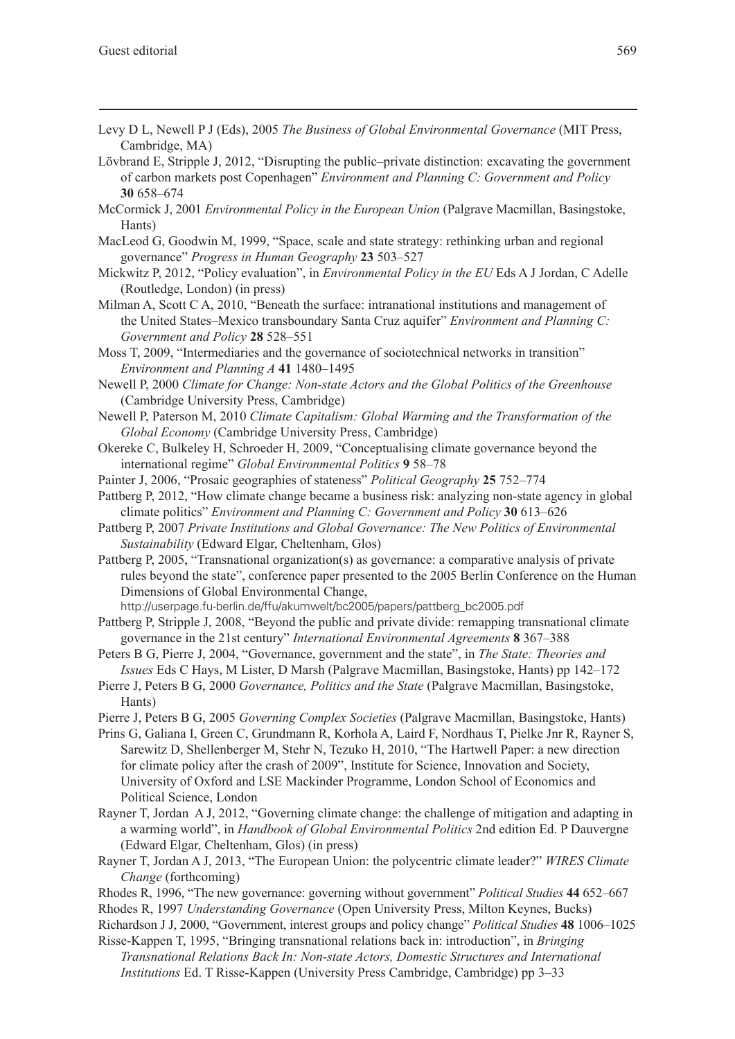Levy D L, Newell P J (Eds), 2005 *The Business of Global Environmental Governance* (MIT Press, Cambridge, MA)

Lövbrand E, Stripple J, 2012, "Disrupting the public–private distinction: excavating the government of carbon markets post Copenhagen" *Environment and Planning C: Government and Policy* **30** 658–674

McCormick J, 2001 *Environmental Policy in the European Union* (Palgrave Macmillan, Basingstoke, Hants)

MacLeod G, Goodwin M, 1999, "Space, scale and state strategy: rethinking urban and regional governance" *Progress in Human Geography* **23** 503–527

Mickwitz P, 2012, "Policy evaluation", in *Environmental Policy in the EU* Eds A J Jordan, C Adelle (Routledge, London) (in press)

Milman A, Scott C A, 2010, "Beneath the surface: intranational institutions and management of the United States–Mexico transboundary Santa Cruz aquifer" *Environment and Planning C: Government and Policy* **28** 528–551

Moss T, 2009, "Intermediaries and the governance of sociotechnical networks in transition" *Environment and Planning A* **41** 1480–1495

Newell P, 2000 *Climate for Change: Non-state Actors and the Global Politics of the Greenhouse* (Cambridge University Press, Cambridge)

Newell P, Paterson M, 2010 *Climate Capitalism: Global Warming and the Transformation of the Global Economy* (Cambridge University Press, Cambridge)

Okereke C, Bulkeley H, Schroeder H, 2009, "Conceptualising climate governance beyond the international regime" *Global Environmental Politics* **9** 58–78

Painter J, 2006, "Prosaic geographies of stateness" *Political Geography* **25** 752–774

Pattberg P, 2012, "How climate change became a business risk: analyzing non-state agency in global climate politics" *Environment and Planning C: Government and Policy* **30** 613–626

Pattberg P, 2007 *Private Institutions and Global Governance: The New Politics of Environmental Sustainability* (Edward Elgar, Cheltenham, Glos)

Pattberg P, 2005, "Transnational organization(s) as governance: a comparative analysis of private rules beyond the state", conference paper presented to the 2005 Berlin Conference on the Human Dimensions of Global Environmental Change, http://userpage.fu-berlin.de/ffu/akumwelt/bc2005/papers/pattberg_bc2005.pdf

Pattberg P, Stripple J, 2008, "Beyond the public and private divide: remapping transnational climate governance in the 21st century" *International Environmental Agreements* **8** 367–388

Peters B G, Pierre J, 2004, "Governance, government and the state", in *The State: Theories and Issues* Eds C Hays, M Lister, D Marsh (Palgrave Macmillan, Basingstoke, Hants) pp 142–172

Pierre J, Peters B G, 2000 *Governance, Politics and the State* (Palgrave Macmillan, Basingstoke, Hants)

Pierre J, Peters B G, 2005 *Governing Complex Societies* (Palgrave Macmillan, Basingstoke, Hants)

Prins G, Galiana I, Green C, Grundmann R, Korhola A, Laird F, Nordhaus T, Pielke Jnr R, Rayner S, Sarewitz D, Shellenberger M, Stehr N, Tezuko H, 2010, "The Hartwell Paper: a new direction for climate policy after the crash of 2009", Institute for Science, Innovation and Society, University of Oxford and LSE Mackinder Programme, London School of Economics and Political Science, London

Rayner T, Jordan A J, 2012, "Governing climate change: the challenge of mitigation and adapting in a warming world", in *Handbook of Global Environmental Politics* 2nd edition Ed. P Dauvergne (Edward Elgar, Cheltenham, Glos) (in press)

Rayner T, Jordan A J, 2013, "The European Union: the polycentric climate leader?" *WIRES Climate Change* (forthcoming)

Rhodes R, 1996, "The new governance: governing without government" *Political Studies* **44** 652–667

Rhodes R, 1997 *Understanding Governance* (Open University Press, Milton Keynes, Bucks)

Richardson J J, 2000, "Government, interest groups and policy change" *Political Studies* **48** 1006–1025

Risse-Kappen T, 1995, "Bringing transnational relations back in: introduction", in *Bringing Transnational Relations Back In: Non-state Actors, Domestic Structures and International Institutions* Ed. T Risse-Kappen (University Press Cambridge, Cambridge) pp 3–33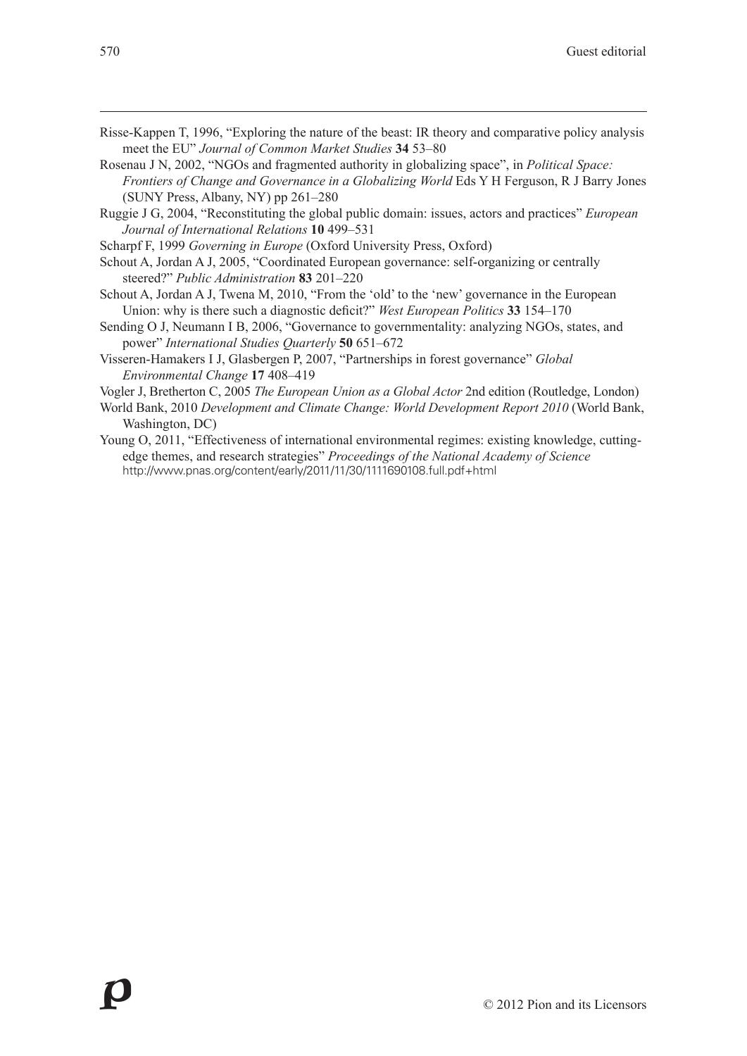Risse-Kappen T, 1996, "Exploring the nature of the beast: IR theory and comparative policy analysis meet the EU" *Journal of Common Market Studies* **34** 53–80

Rosenau J N, 2002, "NGOs and fragmented authority in globalizing space", in *Political Space: Frontiers of Change and Governance in a Globalizing World* Eds Y H Ferguson, R J Barry Jones (SUNY Press, Albany, NY) pp 261–280

Ruggie J G, 2004, "Reconstituting the global public domain: issues, actors and practices" *European Journal of International Relations* **10** 499–531

Scharpf F, 1999 *Governing in Europe* (Oxford University Press, Oxford)

Schout A, Jordan A J, 2005, "Coordinated European governance: self-organizing or centrally steered?" *Public Administration* **83** 201–220

Schout A, Jordan A J, Twena M, 2010, "From the 'old' to the 'new' governance in the European Union: why is there such a diagnostic deficit?" *West European Politics* **33** 154–170

Sending O J, Neumann I B, 2006, "Governance to governmentality: analyzing NGOs, states, and power" *International Studies Quarterly* **50** 651–672

Visseren-Hamakers I J, Glasbergen P, 2007, "Partnerships in forest governance" *Global Environmental Change* **17** 408–419

Vogler J, Bretherton C, 2005 *The European Union as a Global Actor* 2nd edition (Routledge, London)

World Bank, 2010 *Development and Climate Change: World Development Report 2010* (World Bank, Washington, DC)

Young O, 2011, "Effectiveness of international environmental regimes: existing knowledge, cutting-edge themes, and research strategies" *Proceedings of the National Academy of Science* http://www.pnas.org/content/early/2011/11/30/1111690108.full.pdf+html

© 2012 Pion and its Licensors